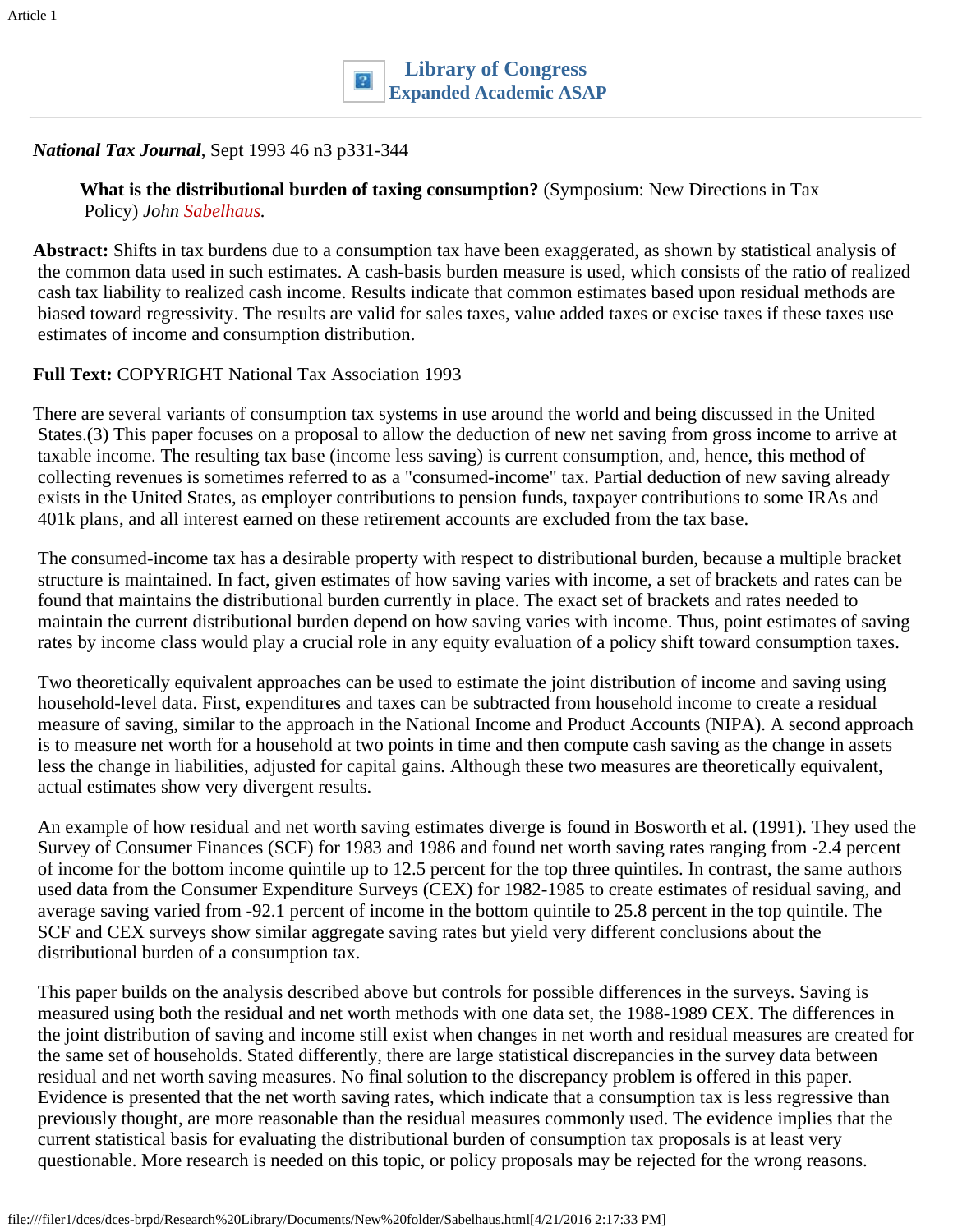**Library of Congress**
**Expanded Academic ASAP**

*National Tax Journal*, Sept 1993 46 n3 p331-344

**What is the distributional burden of taxing consumption?** (Symposium: New Directions in Tax Policy) *John Sabelhaus.*

**Abstract:** Shifts in tax burdens due to a consumption tax have been exaggerated, as shown by statistical analysis of the common data used in such estimates. A cash-basis burden measure is used, which consists of the ratio of realized cash tax liability to realized cash income. Results indicate that common estimates based upon residual methods are biased toward regressivity. The results are valid for sales taxes, value added taxes or excise taxes if these taxes use estimates of income and consumption distribution.

**Full Text:** COPYRIGHT National Tax Association 1993

There are several variants of consumption tax systems in use around the world and being discussed in the United States.(3) This paper focuses on a proposal to allow the deduction of new net saving from gross income to arrive at taxable income. The resulting tax base (income less saving) is current consumption, and, hence, this method of collecting revenues is sometimes referred to as a "consumed-income" tax. Partial deduction of new saving already exists in the United States, as employer contributions to pension funds, taxpayer contributions to some IRAs and 401k plans, and all interest earned on these retirement accounts are excluded from the tax base.

The consumed-income tax has a desirable property with respect to distributional burden, because a multiple bracket structure is maintained. In fact, given estimates of how saving varies with income, a set of brackets and rates can be found that maintains the distributional burden currently in place. The exact set of brackets and rates needed to maintain the current distributional burden depend on how saving varies with income. Thus, point estimates of saving rates by income class would play a crucial role in any equity evaluation of a policy shift toward consumption taxes.

Two theoretically equivalent approaches can be used to estimate the joint distribution of income and saving using household-level data. First, expenditures and taxes can be subtracted from household income to create a residual measure of saving, similar to the approach in the National Income and Product Accounts (NIPA). A second approach is to measure net worth for a household at two points in time and then compute cash saving as the change in assets less the change in liabilities, adjusted for capital gains. Although these two measures are theoretically equivalent, actual estimates show very divergent results.

An example of how residual and net worth saving estimates diverge is found in Bosworth et al. (1991). They used the Survey of Consumer Finances (SCF) for 1983 and 1986 and found net worth saving rates ranging from -2.4 percent of income for the bottom income quintile up to 12.5 percent for the top three quintiles. In contrast, the same authors used data from the Consumer Expenditure Surveys (CEX) for 1982-1985 to create estimates of residual saving, and average saving varied from -92.1 percent of income in the bottom quintile to 25.8 percent in the top quintile. The SCF and CEX surveys show similar aggregate saving rates but yield very different conclusions about the distributional burden of a consumption tax.

This paper builds on the analysis described above but controls for possible differences in the surveys. Saving is measured using both the residual and net worth methods with one data set, the 1988-1989 CEX. The differences in the joint distribution of saving and income still exist when changes in net worth and residual measures are created for the same set of households. Stated differently, there are large statistical discrepancies in the survey data between residual and net worth saving measures. No final solution to the discrepancy problem is offered in this paper. Evidence is presented that the net worth saving rates, which indicate that a consumption tax is less regressive than previously thought, are more reasonable than the residual measures commonly used. The evidence implies that the current statistical basis for evaluating the distributional burden of consumption tax proposals is at least very questionable. More research is needed on this topic, or policy proposals may be rejected for the wrong reasons.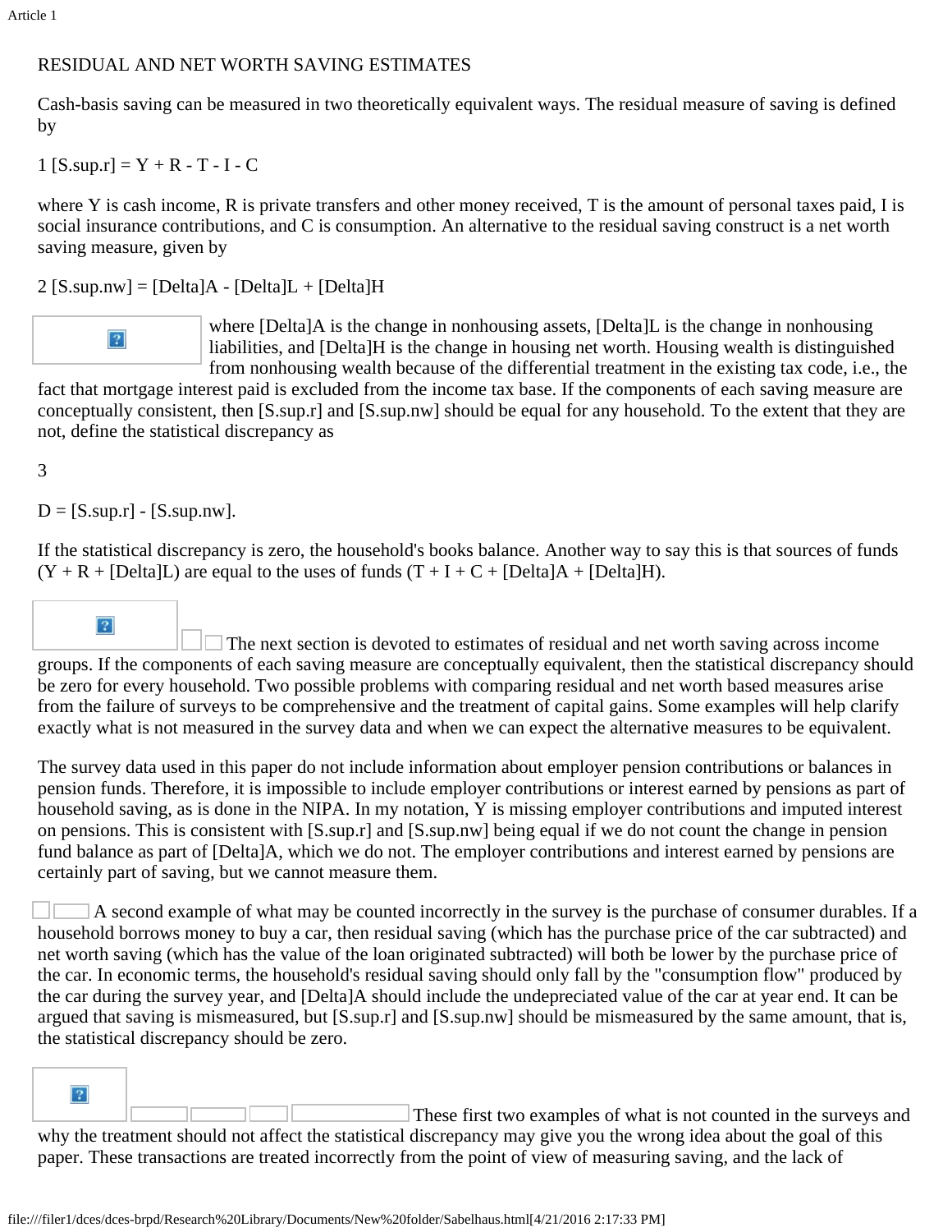## RESIDUAL AND NET WORTH SAVING ESTIMATES

Cash-basis saving can be measured in two theoretically equivalent ways. The residual measure of saving is defined by

$$S^r = Y + R - T - I - C \quad (1)$$

where Y is cash income, R is private transfers and other money received, T is the amount of personal taxes paid, I is social insurance contributions, and C is consumption. An alternative to the residual saving construct is a net worth saving measure, given by

$$S^{nw} = \Delta A - \Delta L + \Delta H \quad (2)$$

where $\Delta A$ is the change in nonhousing assets, $\Delta L$ is the change in nonhousing liabilities, and $\Delta H$ is the change in housing net worth. Housing wealth is distinguished from nonhousing wealth because of the differential treatment in the existing tax code, i.e., the fact that mortgage interest paid is excluded from the income tax base. If the components of each saving measure are conceptually consistent, then $S^r$ and $S^{nw}$ should be equal for any household. To the extent that they are not, define the statistical discrepancy as

$$D = S^r - S^{nw}. \quad (3)$$

If the statistical discrepancy is zero, the household's books balance. Another way to say this is that sources of funds ($Y + R + \Delta L$) are equal to the uses of funds ($T + I + C + \Delta A + \Delta H$).

The next section is devoted to estimates of residual and net worth saving across income groups. If the components of each saving measure are conceptually equivalent, then the statistical discrepancy should be zero for every household. Two possible problems with comparing residual and net worth based measures arise from the failure of surveys to be comprehensive and the treatment of capital gains. Some examples will help clarify exactly what is not measured in the survey data and when we can expect the alternative measures to be equivalent.

The survey data used in this paper do not include information about employer pension contributions or balances in pension funds. Therefore, it is impossible to include employer contributions or interest earned by pensions as part of household saving, as is done in the NIPA. In my notation, Y is missing employer contributions and imputed interest on pensions. This is consistent with $S^r$ and $S^{nw}$ being equal if we do not count the change in pension fund balance as part of $\Delta A$, which we do not. The employer contributions and interest earned by pensions are certainly part of saving, but we cannot measure them.

A second example of what may be counted incorrectly in the survey is the purchase of consumer durables. If a household borrows money to buy a car, then residual saving (which has the purchase price of the car subtracted) and net worth saving (which has the value of the loan originated subtracted) will both be lower by the purchase price of the car. In economic terms, the household's residual saving should only fall by the "consumption flow" produced by the car during the survey year, and $\Delta A$ should include the undepreciated value of the car at year end. It can be argued that saving is mismeasured, but $S^r$ and $S^{nw}$ should be mismeasured by the same amount, that is, the statistical discrepancy should be zero.

These first two examples of what is not counted in the surveys and why the treatment should not affect the statistical discrepancy may give you the wrong idea about the goal of this paper. These transactions are treated incorrectly from the point of view of measuring saving, and the lack of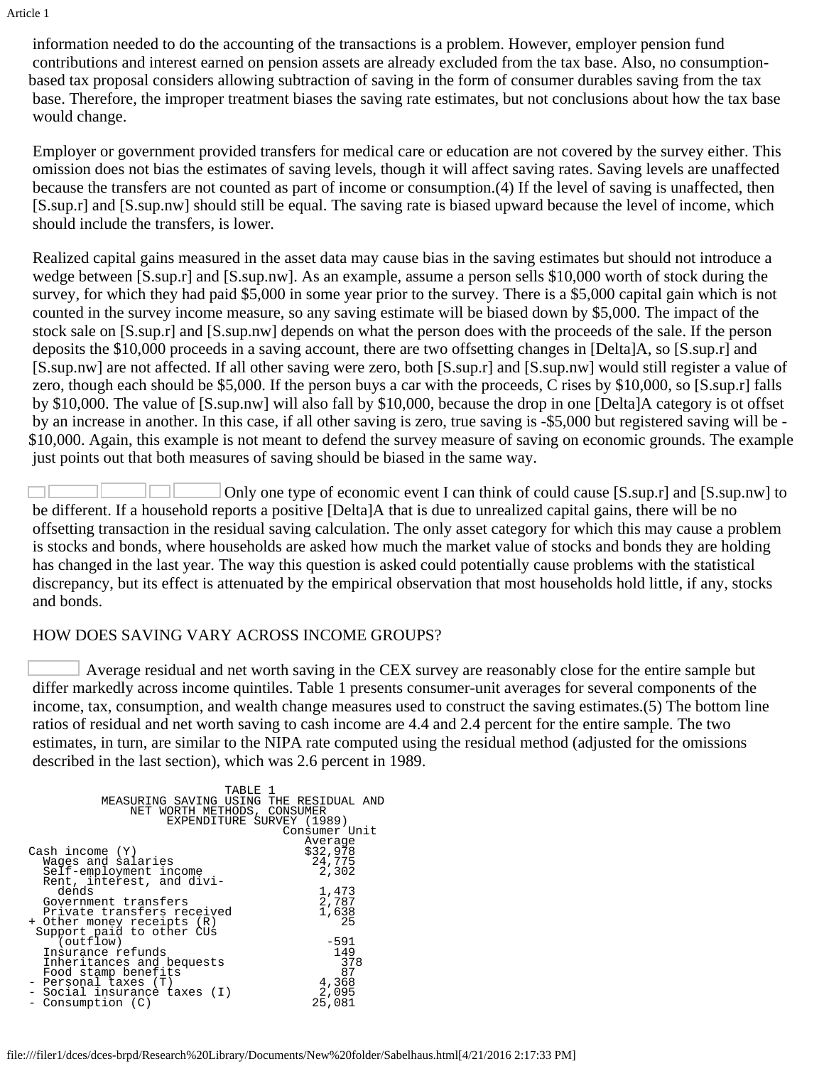information needed to do the accounting of the transactions is a problem. However, employer pension fund contributions and interest earned on pension assets are already excluded from the tax base. Also, no consumption-based tax proposal considers allowing subtraction of saving in the form of consumer durables saving from the tax base. Therefore, the improper treatment biases the saving rate estimates, but not conclusions about how the tax base would change.

Employer or government provided transfers for medical care or education are not covered by the survey either. This omission does not bias the estimates of saving levels, though it will affect saving rates. Saving levels are unaffected because the transfers are not counted as part of income or consumption.(4) If the level of saving is unaffected, then [S.sup.r] and [S.sup.nw] should still be equal. The saving rate is biased upward because the level of income, which should include the transfers, is lower.

Realized capital gains measured in the asset data may cause bias in the saving estimates but should not introduce a wedge between [S.sup.r] and [S.sup.nw]. As an example, assume a person sells $10,000 worth of stock during the survey, for which they had paid $5,000 in some year prior to the survey. There is a $5,000 capital gain which is not counted in the survey income measure, so any saving estimate will be biased down by $5,000. The impact of the stock sale on [S.sup.r] and [S.sup.nw] depends on what the person does with the proceeds of the sale. If the person deposits the $10,000 proceeds in a saving account, there are two offsetting changes in [Delta]A, so [S.sup.r] and [S.sup.nw] are not affected. If all other saving were zero, both [S.sup.r] and [S.sup.nw] would still register a value of zero, though each should be $5,000. If the person buys a car with the proceeds, C rises by $10,000, so [S.sup.r] falls by $10,000. The value of [S.sup.nw] will also fall by $10,000, because the drop in one [Delta]A category is ot offset by an increase in another. In this case, if all other saving is zero, true saving is -$5,000 but registered saving will be -$10,000. Again, this example is not meant to defend the survey measure of saving on economic grounds. The example just points out that both measures of saving should be biased in the same way.

Only one type of economic event I can think of could cause [S.sup.r] and [S.sup.nw] to be different. If a household reports a positive [Delta]A that is due to unrealized capital gains, there will be no offsetting transaction in the residual saving calculation. The only asset category for which this may cause a problem is stocks and bonds, where households are asked how much the market value of stocks and bonds they are holding has changed in the last year. The way this question is asked could potentially cause problems with the statistical discrepancy, but its effect is attenuated by the empirical observation that most households hold little, if any, stocks and bonds.

## HOW DOES SAVING VARY ACROSS INCOME GROUPS?

Average residual and net worth saving in the CEX survey are reasonably close for the entire sample but differ markedly across income quintiles. Table 1 presents consumer-unit averages for several components of the income, tax, consumption, and wealth change measures used to construct the saving estimates.(5) The bottom line ratios of residual and net worth saving to cash income are 4.4 and 2.4 percent for the entire sample. The two estimates, in turn, are similar to the NIPA rate computed using the residual method (adjusted for the omissions described in the last section), which was 2.6 percent in 1989.

TABLE 1
MEASURING SAVING USING THE RESIDUAL AND NET WORTH METHODS, CONSUMER EXPENDITURE SURVEY (1989)

| | Consumer Unit Average |
|---|---|
| Cash income (Y) | $32,978 |
| Wages and salaries | 24,775 |
| Self-employment income | 2,302 |
| Rent, interest, and dividends | 1,473 |
| Government transfers | 2,787 |
| Private transfers received | 1,638 |
| + Other money receipts (R) | 25 |
| Support paid to other CUs (outflow) | -591 |
| Insurance refunds | 149 |
| Inheritances and bequests | 378 |
| Food stamp benefits | 87 |
| - Personal taxes (T) | 4,368 |
| - Social insurance taxes (I) | 2,095 |
| - Consumption (C) | 25,081 |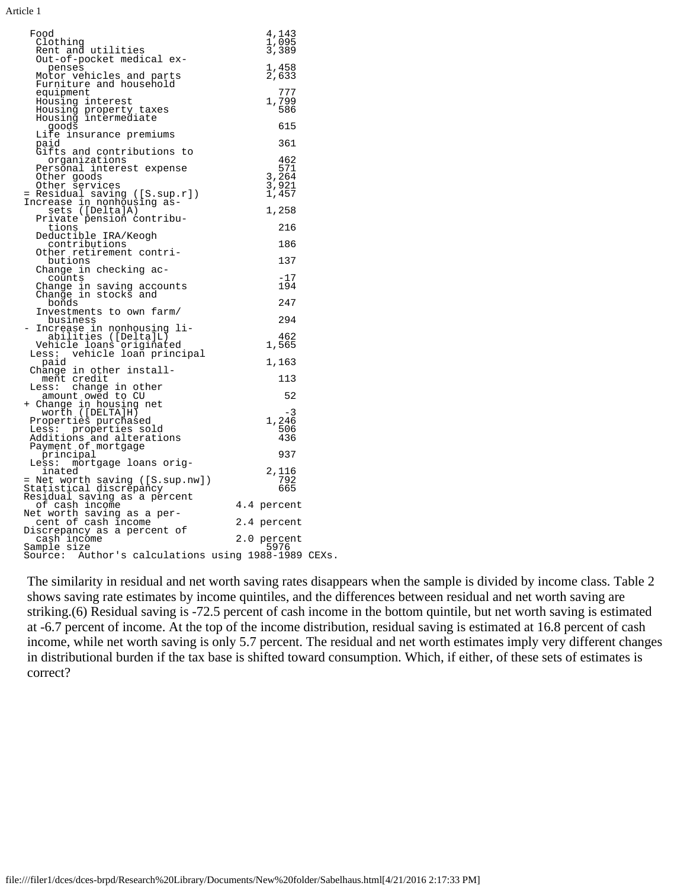| | |
|---|---|
| Food | 4,143 |
| Clothing | 1,095 |
| Rent and utilities | 3,389 |
| Out-of-pocket medical expenses | 1,458 |
| Motor vehicles and parts | 2,633 |
| Furniture and household equipment | 777 |
| Housing interest | 1,799 |
| Housing property taxes | 586 |
| Housing intermediate goods | 615 |
| Life insurance premiums paid | 361 |
| Gifts and contributions to organizations | 462 |
| Personal interest expense | 571 |
| Other goods | 3,264 |
| Other services | 3,921 |
| = Residual saving ([S.sup.r]) | 1,457 |
| Increase in nonhousing assets ([Delta]A) | 1,258 |
| Private pension contributions | 216 |
| Deductible IRA/Keogh contributions | 186 |
| Other retirement contributions | 137 |
| Change in checking accounts | -17 |
| Change in saving accounts | 194 |
| Change in stocks and bonds | 247 |
| Investments to own farm/ business | 294 |
| - Increase in nonhousing liabilities ([Delta]L) | 462 |
| Vehicle loans originated | 1,565 |
| Less: vehicle loan principal paid | 1,163 |
| Change in other installment credit | 113 |
| Less: change in other amount owed to CU | 52 |
| + Change in housing net worth ([DELTA]H) | -3 |
| Properties purchased | 1,246 |
| Less: properties sold | 506 |
| Additions and alterations | 436 |
| Payment of mortgage principal | 937 |
| Less: mortgage loans originated | 2,116 |
| = Net worth saving ([S.sup.nw]) | 792 |
| Statistical discrepancy | 665 |
| Residual saving as a percent of cash income | 4.4 percent |
| Net worth saving as a percent of cash income | 2.4 percent |
| Discrepancy as a percent of cash income | 2.0 percent |
| Sample size | 5976 |

Source: Author's calculations using 1988-1989 CEXs.

The similarity in residual and net worth saving rates disappears when the sample is divided by income class. Table 2 shows saving rate estimates by income quintiles, and the differences between residual and net worth saving are striking.(6) Residual saving is -72.5 percent of cash income in the bottom quintile, but net worth saving is estimated at -6.7 percent of income. At the top of the income distribution, residual saving is estimated at 16.8 percent of cash income, while net worth saving is only 5.7 percent. The residual and net worth estimates imply very different changes in distributional burden if the tax base is shifted toward consumption. Which, if either, of these sets of estimates is correct?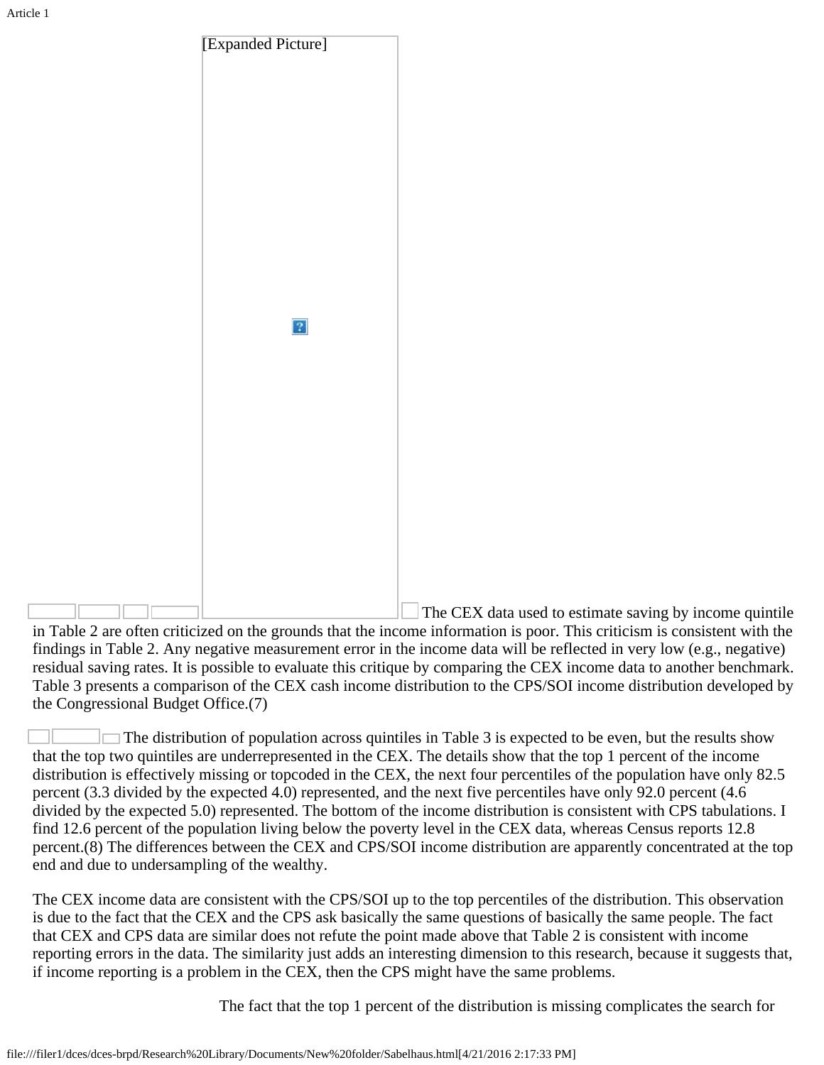[Expanded Picture]

The CEX data used to estimate saving by income quintile in Table 2 are often criticized on the grounds that the income information is poor. This criticism is consistent with the findings in Table 2. Any negative measurement error in the income data will be reflected in very low (e.g., negative) residual saving rates. It is possible to evaluate this critique by comparing the CEX income data to another benchmark. Table 3 presents a comparison of the CEX cash income distribution to the CPS/SOI income distribution developed by the Congressional Budget Office.(7)

The distribution of population across quintiles in Table 3 is expected to be even, but the results show that the top two quintiles are underrepresented in the CEX. The details show that the top 1 percent of the income distribution is effectively missing or topcoded in the CEX, the next four percentiles of the population have only 82.5 percent (3.3 divided by the expected 4.0) represented, and the next five percentiles have only 92.0 percent (4.6 divided by the expected 5.0) represented. The bottom of the income distribution is consistent with CPS tabulations. I find 12.6 percent of the population living below the poverty level in the CEX data, whereas Census reports 12.8 percent.(8) The differences between the CEX and CPS/SOI income distribution are apparently concentrated at the top end and due to undersampling of the wealthy.

The CEX income data are consistent with the CPS/SOI up to the top percentiles of the distribution. This observation is due to the fact that the CEX and the CPS ask basically the same questions of basically the same people. The fact that CEX and CPS data are similar does not refute the point made above that Table 2 is consistent with income reporting errors in the data. The similarity just adds an interesting dimension to this research, because it suggests that, if income reporting is a problem in the CEX, then the CPS might have the same problems.

The fact that the top 1 percent of the distribution is missing complicates the search for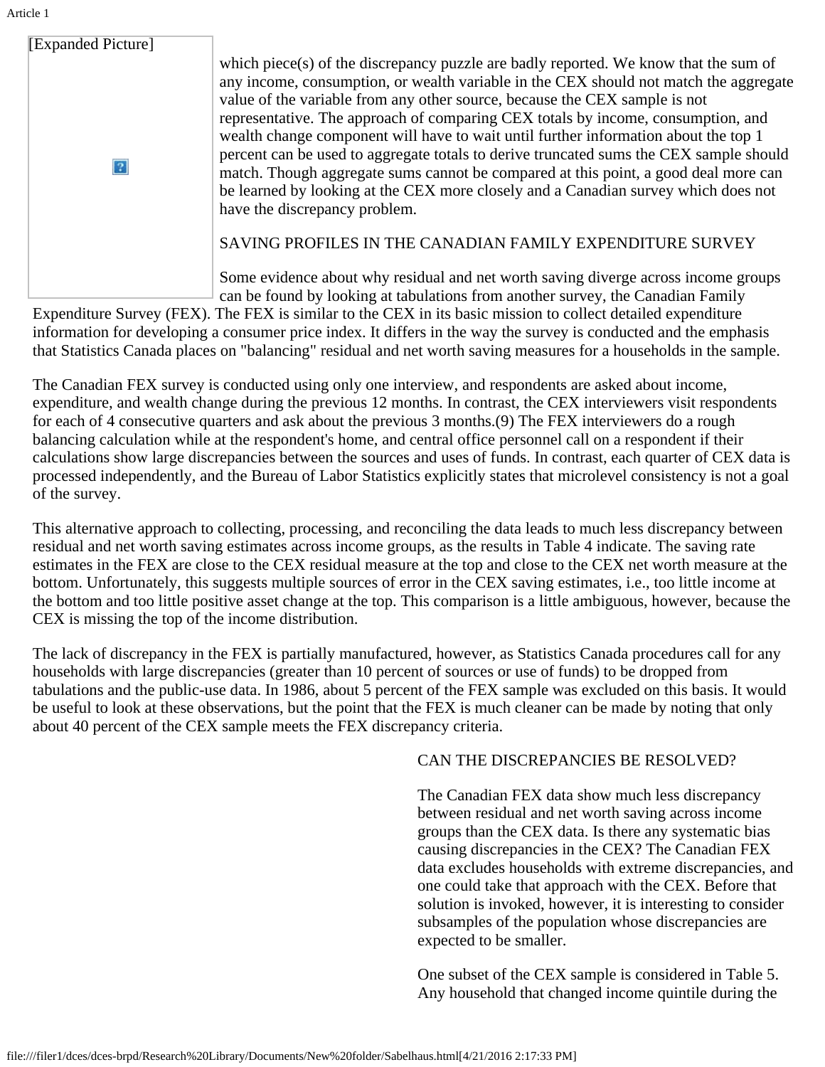[Expanded Picture]

which piece(s) of the discrepancy puzzle are badly reported. We know that the sum of any income, consumption, or wealth variable in the CEX should not match the aggregate value of the variable from any other source, because the CEX sample is not representative. The approach of comparing CEX totals by income, consumption, and wealth change component will have to wait until further information about the top 1 percent can be used to aggregate totals to derive truncated sums the CEX sample should match. Though aggregate sums cannot be compared at this point, a good deal more can be learned by looking at the CEX more closely and a Canadian survey which does not have the discrepancy problem.

## SAVING PROFILES IN THE CANADIAN FAMILY EXPENDITURE SURVEY

Some evidence about why residual and net worth saving diverge across income groups can be found by looking at tabulations from another survey, the Canadian Family Expenditure Survey (FEX). The FEX is similar to the CEX in its basic mission to collect detailed expenditure information for developing a consumer price index. It differs in the way the survey is conducted and the emphasis that Statistics Canada places on "balancing" residual and net worth saving measures for a households in the sample.

The Canadian FEX survey is conducted using only one interview, and respondents are asked about income, expenditure, and wealth change during the previous 12 months. In contrast, the CEX interviewers visit respondents for each of 4 consecutive quarters and ask about the previous 3 months.(9) The FEX interviewers do a rough balancing calculation while at the respondent's home, and central office personnel call on a respondent if their calculations show large discrepancies between the sources and uses of funds. In contrast, each quarter of CEX data is processed independently, and the Bureau of Labor Statistics explicitly states that microlevel consistency is not a goal of the survey.

This alternative approach to collecting, processing, and reconciling the data leads to much less discrepancy between residual and net worth saving estimates across income groups, as the results in Table 4 indicate. The saving rate estimates in the FEX are close to the CEX residual measure at the top and close to the CEX net worth measure at the bottom. Unfortunately, this suggests multiple sources of error in the CEX saving estimates, i.e., too little income at the bottom and too little positive asset change at the top. This comparison is a little ambiguous, however, because the CEX is missing the top of the income distribution.

The lack of discrepancy in the FEX is partially manufactured, however, as Statistics Canada procedures call for any households with large discrepancies (greater than 10 percent of sources or use of funds) to be dropped from tabulations and the public-use data. In 1986, about 5 percent of the FEX sample was excluded on this basis. It would be useful to look at these observations, but the point that the FEX is much cleaner can be made by noting that only about 40 percent of the CEX sample meets the FEX discrepancy criteria.

## CAN THE DISCREPANCIES BE RESOLVED?

The Canadian FEX data show much less discrepancy between residual and net worth saving across income groups than the CEX data. Is there any systematic bias causing discrepancies in the CEX? The Canadian FEX data excludes households with extreme discrepancies, and one could take that approach with the CEX. Before that solution is invoked, however, it is interesting to consider subsamples of the population whose discrepancies are expected to be smaller.

One subset of the CEX sample is considered in Table 5. Any household that changed income quintile during the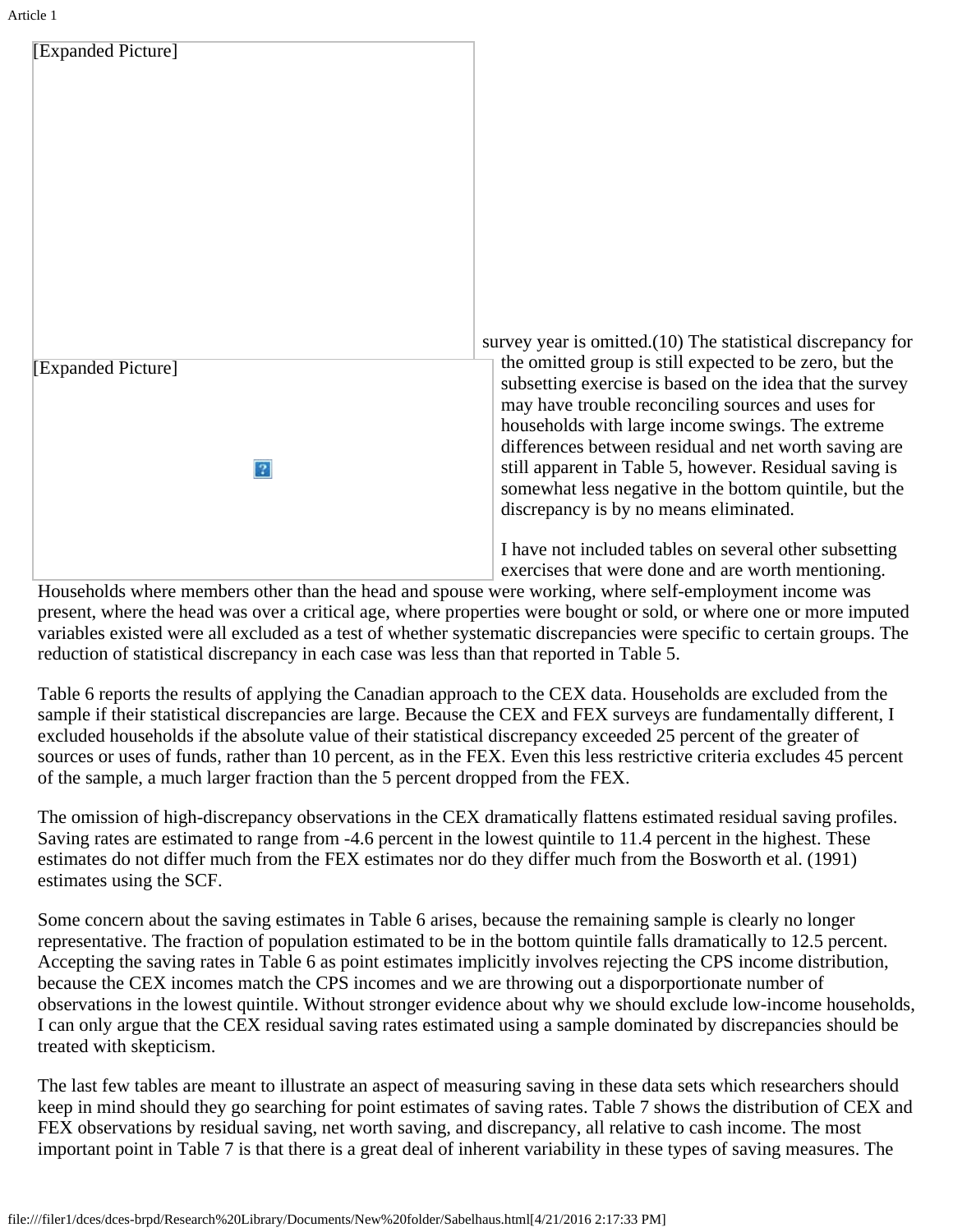[Expanded Picture]

[Expanded Picture]

survey year is omitted.(10) The statistical discrepancy for the omitted group is still expected to be zero, but the subsetting exercise is based on the idea that the survey may have trouble reconciling sources and uses for households with large income swings. The extreme differences between residual and net worth saving are still apparent in Table 5, however. Residual saving is somewhat less negative in the bottom quintile, but the discrepancy is by no means eliminated.

I have not included tables on several other subsetting exercises that were done and are worth mentioning. Households where members other than the head and spouse were working, where self-employment income was present, where the head was over a critical age, where properties were bought or sold, or where one or more imputed variables existed were all excluded as a test of whether systematic discrepancies were specific to certain groups. The reduction of statistical discrepancy in each case was less than that reported in Table 5.

Table 6 reports the results of applying the Canadian approach to the CEX data. Households are excluded from the sample if their statistical discrepancies are large. Because the CEX and FEX surveys are fundamentally different, I excluded households if the absolute value of their statistical discrepancy exceeded 25 percent of the greater of sources or uses of funds, rather than 10 percent, as in the FEX. Even this less restrictive criteria excludes 45 percent of the sample, a much larger fraction than the 5 percent dropped from the FEX.

The omission of high-discrepancy observations in the CEX dramatically flattens estimated residual saving profiles. Saving rates are estimated to range from -4.6 percent in the lowest quintile to 11.4 percent in the highest. These estimates do not differ much from the FEX estimates nor do they differ much from the Bosworth et al. (1991) estimates using the SCF.

Some concern about the saving estimates in Table 6 arises, because the remaining sample is clearly no longer representative. The fraction of population estimated to be in the bottom quintile falls dramatically to 12.5 percent. Accepting the saving rates in Table 6 as point estimates implicitly involves rejecting the CPS income distribution, because the CEX incomes match the CPS incomes and we are throwing out a disporportionate number of observations in the lowest quintile. Without stronger evidence about why we should exclude low-income households, I can only argue that the CEX residual saving rates estimated using a sample dominated by discrepancies should be treated with skepticism.

The last few tables are meant to illustrate an aspect of measuring saving in these data sets which researchers should keep in mind should they go searching for point estimates of saving rates. Table 7 shows the distribution of CEX and FEX observations by residual saving, net worth saving, and discrepancy, all relative to cash income. The most important point in Table 7 is that there is a great deal of inherent variability in these types of saving measures. The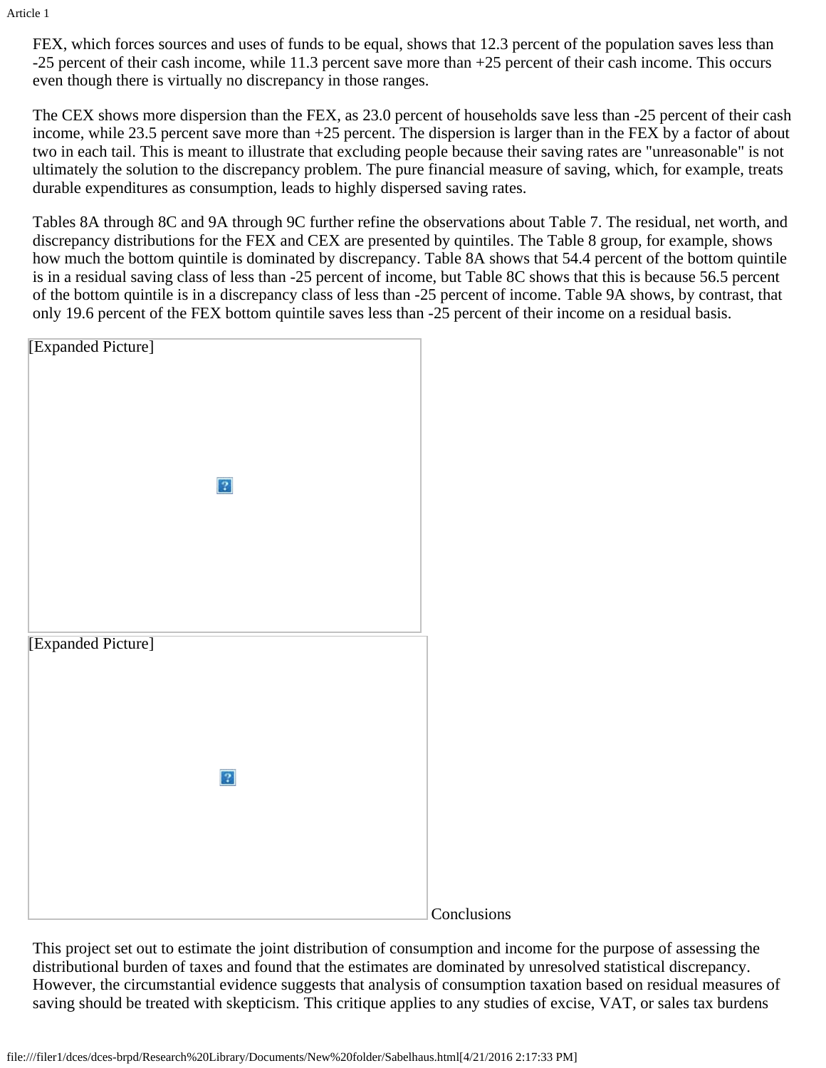FEX, which forces sources and uses of funds to be equal, shows that 12.3 percent of the population saves less than -25 percent of their cash income, while 11.3 percent save more than +25 percent of their cash income. This occurs even though there is virtually no discrepancy in those ranges.

The CEX shows more dispersion than the FEX, as 23.0 percent of households save less than -25 percent of their cash income, while 23.5 percent save more than +25 percent. The dispersion is larger than in the FEX by a factor of about two in each tail. This is meant to illustrate that excluding people because their saving rates are "unreasonable" is not ultimately the solution to the discrepancy problem. The pure financial measure of saving, which, for example, treats durable expenditures as consumption, leads to highly dispersed saving rates.

Tables 8A through 8C and 9A through 9C further refine the observations about Table 7. The residual, net worth, and discrepancy distributions for the FEX and CEX are presented by quintiles. The Table 8 group, for example, shows how much the bottom quintile is dominated by discrepancy. Table 8A shows that 54.4 percent of the bottom quintile is in a residual saving class of less than -25 percent of income, but Table 8C shows that this is because 56.5 percent of the bottom quintile is in a discrepancy class of less than -25 percent of income. Table 9A shows, by contrast, that only 19.6 percent of the FEX bottom quintile saves less than -25 percent of their income on a residual basis.

[Expanded Picture]

[Expanded Picture]

## Conclusions

This project set out to estimate the joint distribution of consumption and income for the purpose of assessing the distributional burden of taxes and found that the estimates are dominated by unresolved statistical discrepancy. However, the circumstantial evidence suggests that analysis of consumption taxation based on residual measures of saving should be treated with skepticism. This critique applies to any studies of excise, VAT, or sales tax burdens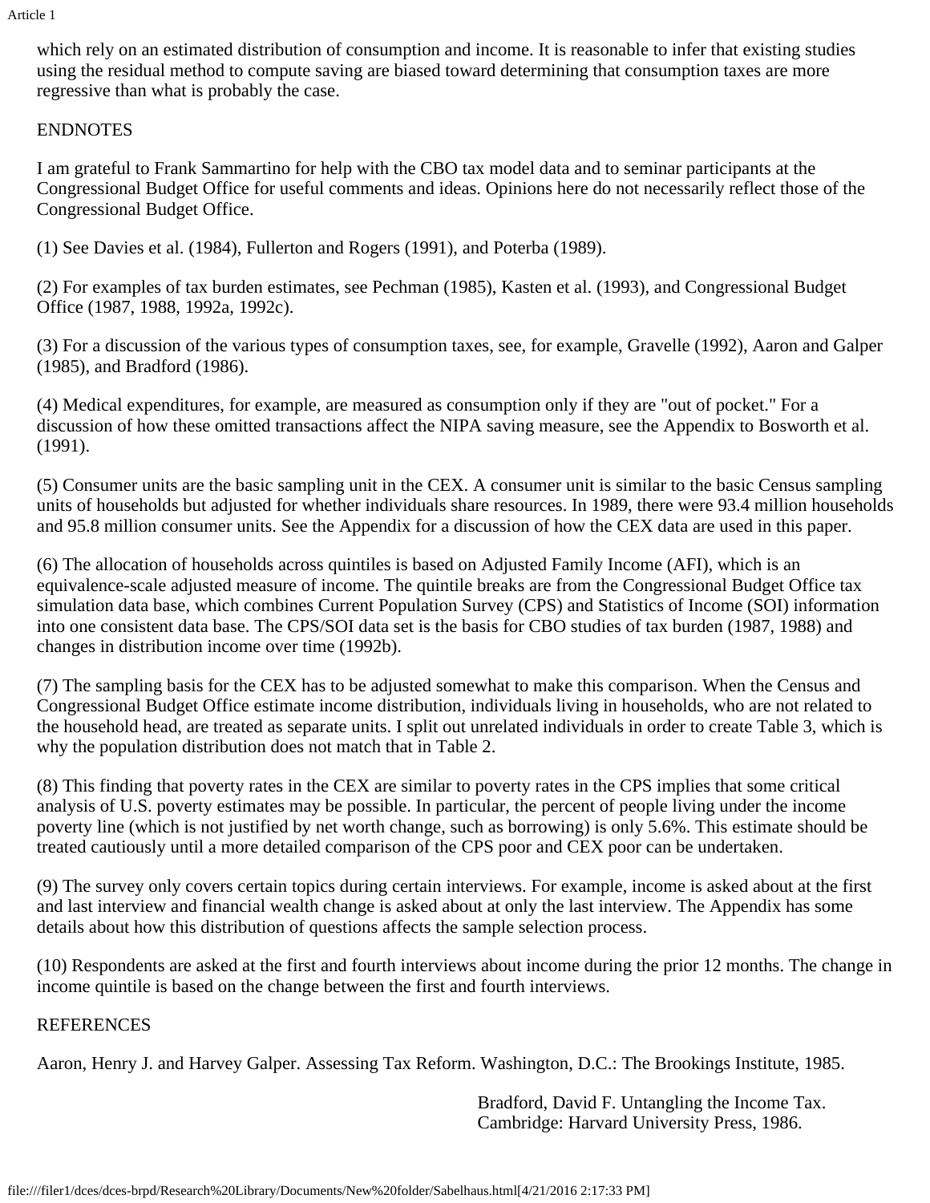which rely on an estimated distribution of consumption and income. It is reasonable to infer that existing studies using the residual method to compute saving are biased toward determining that consumption taxes are more regressive than what is probably the case.

ENDNOTES

I am grateful to Frank Sammartino for help with the CBO tax model data and to seminar participants at the Congressional Budget Office for useful comments and ideas. Opinions here do not necessarily reflect those of the Congressional Budget Office.

(1) See Davies et al. (1984), Fullerton and Rogers (1991), and Poterba (1989).

(2) For examples of tax burden estimates, see Pechman (1985), Kasten et al. (1993), and Congressional Budget Office (1987, 1988, 1992a, 1992c).

(3) For a discussion of the various types of consumption taxes, see, for example, Gravelle (1992), Aaron and Galper (1985), and Bradford (1986).

(4) Medical expenditures, for example, are measured as consumption only if they are "out of pocket." For a discussion of how these omitted transactions affect the NIPA saving measure, see the Appendix to Bosworth et al. (1991).

(5) Consumer units are the basic sampling unit in the CEX. A consumer unit is similar to the basic Census sampling units of households but adjusted for whether individuals share resources. In 1989, there were 93.4 million households and 95.8 million consumer units. See the Appendix for a discussion of how the CEX data are used in this paper.

(6) The allocation of households across quintiles is based on Adjusted Family Income (AFI), which is an equivalence-scale adjusted measure of income. The quintile breaks are from the Congressional Budget Office tax simulation data base, which combines Current Population Survey (CPS) and Statistics of Income (SOI) information into one consistent data base. The CPS/SOI data set is the basis for CBO studies of tax burden (1987, 1988) and changes in distribution income over time (1992b).

(7) The sampling basis for the CEX has to be adjusted somewhat to make this comparison. When the Census and Congressional Budget Office estimate income distribution, individuals living in households, who are not related to the household head, are treated as separate units. I split out unrelated individuals in order to create Table 3, which is why the population distribution does not match that in Table 2.

(8) This finding that poverty rates in the CEX are similar to poverty rates in the CPS implies that some critical analysis of U.S. poverty estimates may be possible. In particular, the percent of people living under the income poverty line (which is not justified by net worth change, such as borrowing) is only 5.6%. This estimate should be treated cautiously until a more detailed comparison of the CPS poor and CEX poor can be undertaken.

(9) The survey only covers certain topics during certain interviews. For example, income is asked about at the first and last interview and financial wealth change is asked about at only the last interview. The Appendix has some details about how this distribution of questions affects the sample selection process.

(10) Respondents are asked at the first and fourth interviews about income during the prior 12 months. The change in income quintile is based on the change between the first and fourth interviews.

REFERENCES

Aaron, Henry J. and Harvey Galper. Assessing Tax Reform. Washington, D.C.: The Brookings Institute, 1985.

Bradford, David F. Untangling the Income Tax. Cambridge: Harvard University Press, 1986.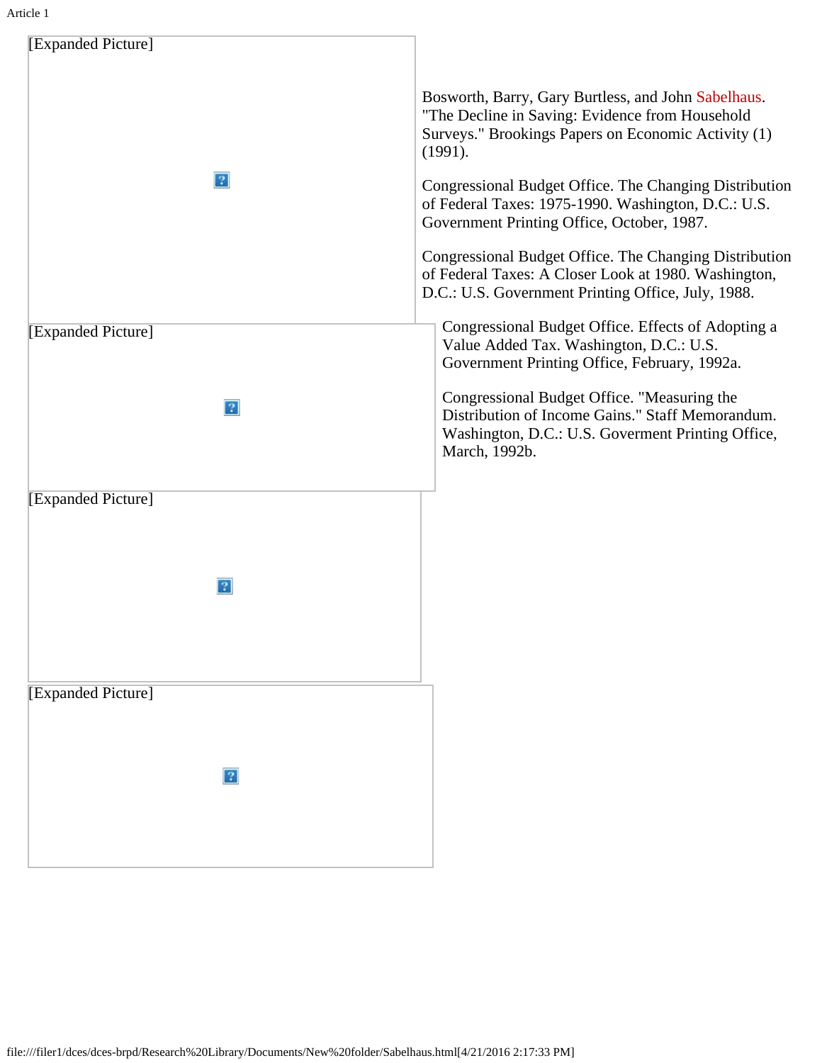[Expanded Picture]

[Expanded Picture]

[Expanded Picture]

[Expanded Picture]

Bosworth, Barry, Gary Burtless, and John Sabelhaus. "The Decline in Saving: Evidence from Household Surveys." Brookings Papers on Economic Activity (1) (1991).

Congressional Budget Office. The Changing Distribution of Federal Taxes: 1975-1990. Washington, D.C.: U.S. Government Printing Office, October, 1987.

Congressional Budget Office. The Changing Distribution of Federal Taxes: A Closer Look at 1980. Washington, D.C.: U.S. Government Printing Office, July, 1988.

Congressional Budget Office. Effects of Adopting a Value Added Tax. Washington, D.C.: U.S. Government Printing Office, February, 1992a.

Congressional Budget Office. "Measuring the Distribution of Income Gains." Staff Memorandum. Washington, D.C.: U.S. Goverment Printing Office, March, 1992b.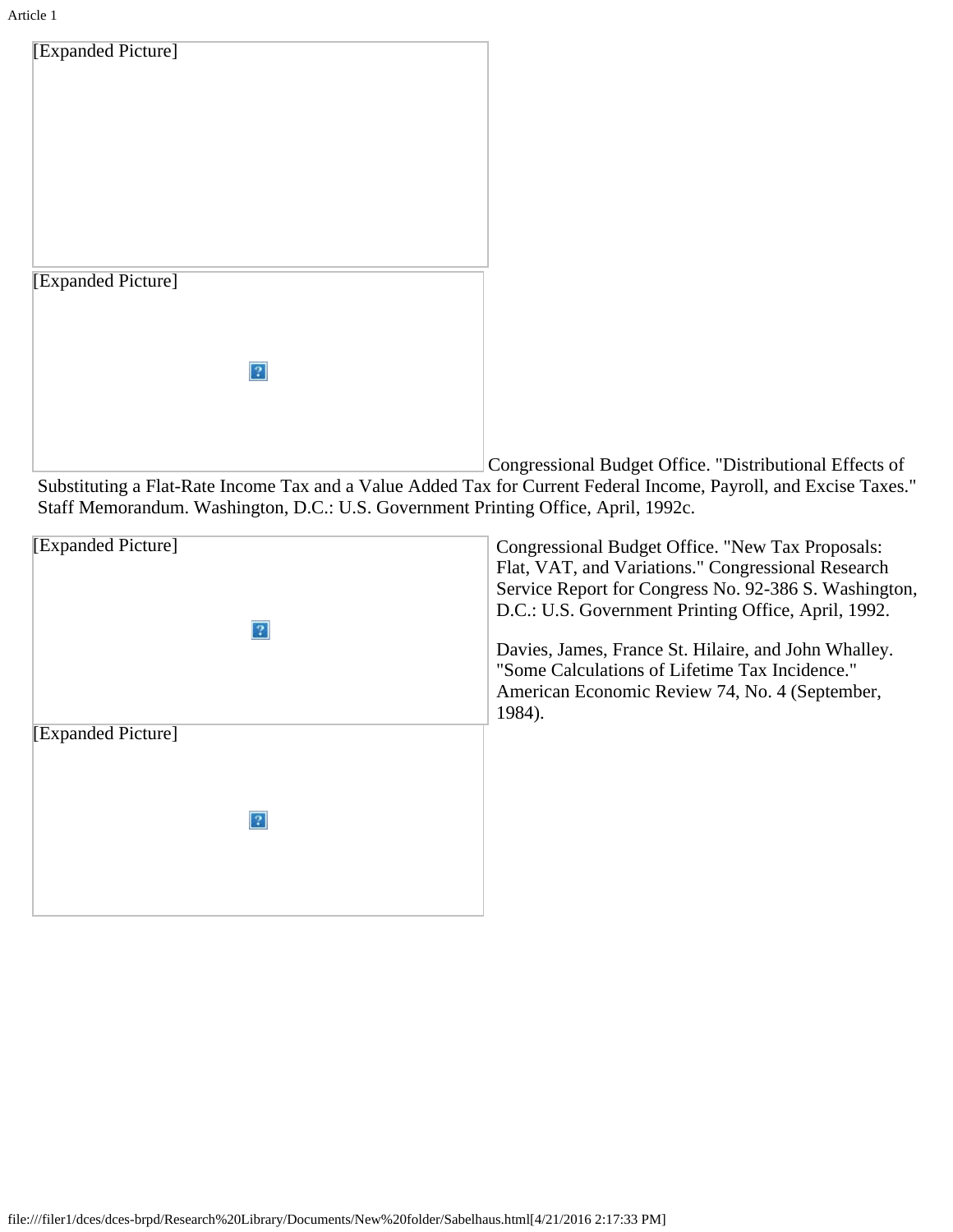[Expanded Picture]

[Expanded Picture]

Congressional Budget Office. "Distributional Effects of Substituting a Flat-Rate Income Tax and a Value Added Tax for Current Federal Income, Payroll, and Excise Taxes." Staff Memorandum. Washington, D.C.: U.S. Government Printing Office, April, 1992c.

[Expanded Picture]

Congressional Budget Office. "New Tax Proposals: Flat, VAT, and Variations." Congressional Research Service Report for Congress No. 92-386 S. Washington, D.C.: U.S. Government Printing Office, April, 1992.

Davies, James, France St. Hilaire, and John Whalley. "Some Calculations of Lifetime Tax Incidence." American Economic Review 74, No. 4 (September, 1984).

[Expanded Picture]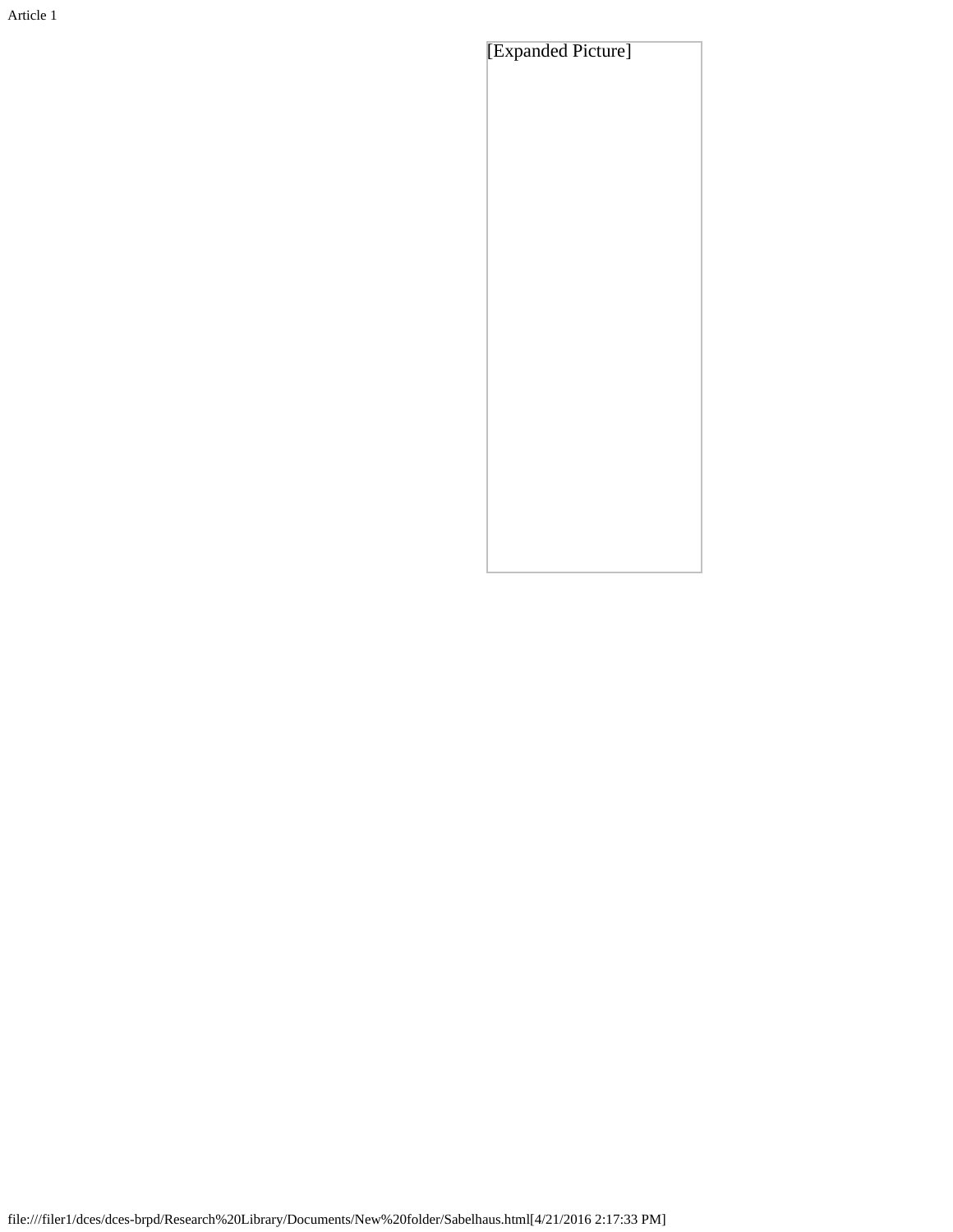[Expanded Picture]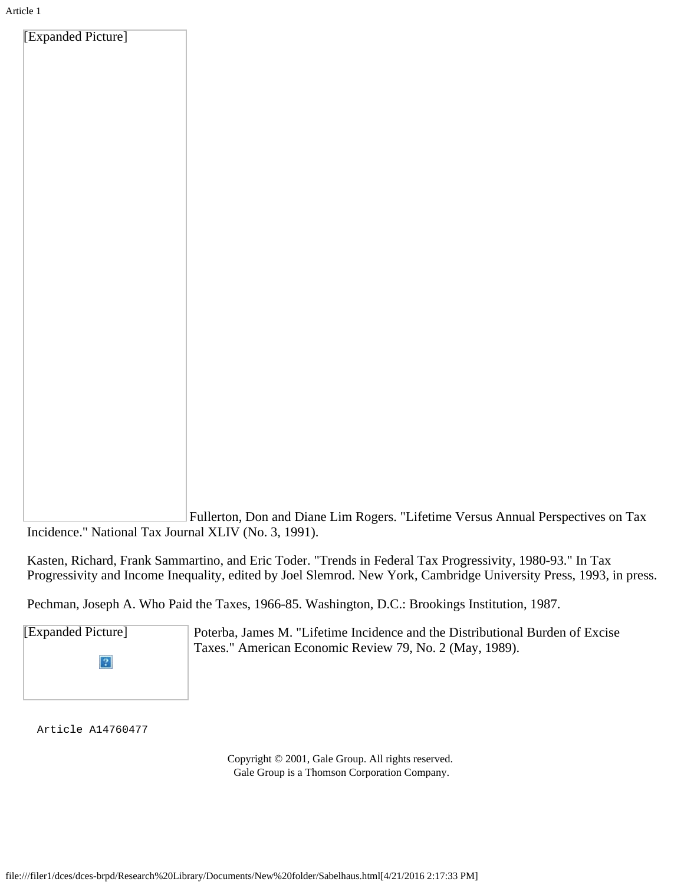[Expanded Picture]

Fullerton, Don and Diane Lim Rogers. "Lifetime Versus Annual Perspectives on Tax Incidence." National Tax Journal XLIV (No. 3, 1991).

Kasten, Richard, Frank Sammartino, and Eric Toder. "Trends in Federal Tax Progressivity, 1980-93." In Tax Progressivity and Income Inequality, edited by Joel Slemrod. New York, Cambridge University Press, 1993, in press.

Pechman, Joseph A. Who Paid the Taxes, 1966-85. Washington, D.C.: Brookings Institution, 1987.

[Expanded Picture]

Poterba, James M. "Lifetime Incidence and the Distributional Burden of Excise Taxes." American Economic Review 79, No. 2 (May, 1989).

Article A14760477

Copyright © 2001, Gale Group. All rights reserved.
Gale Group is a Thomson Corporation Company.